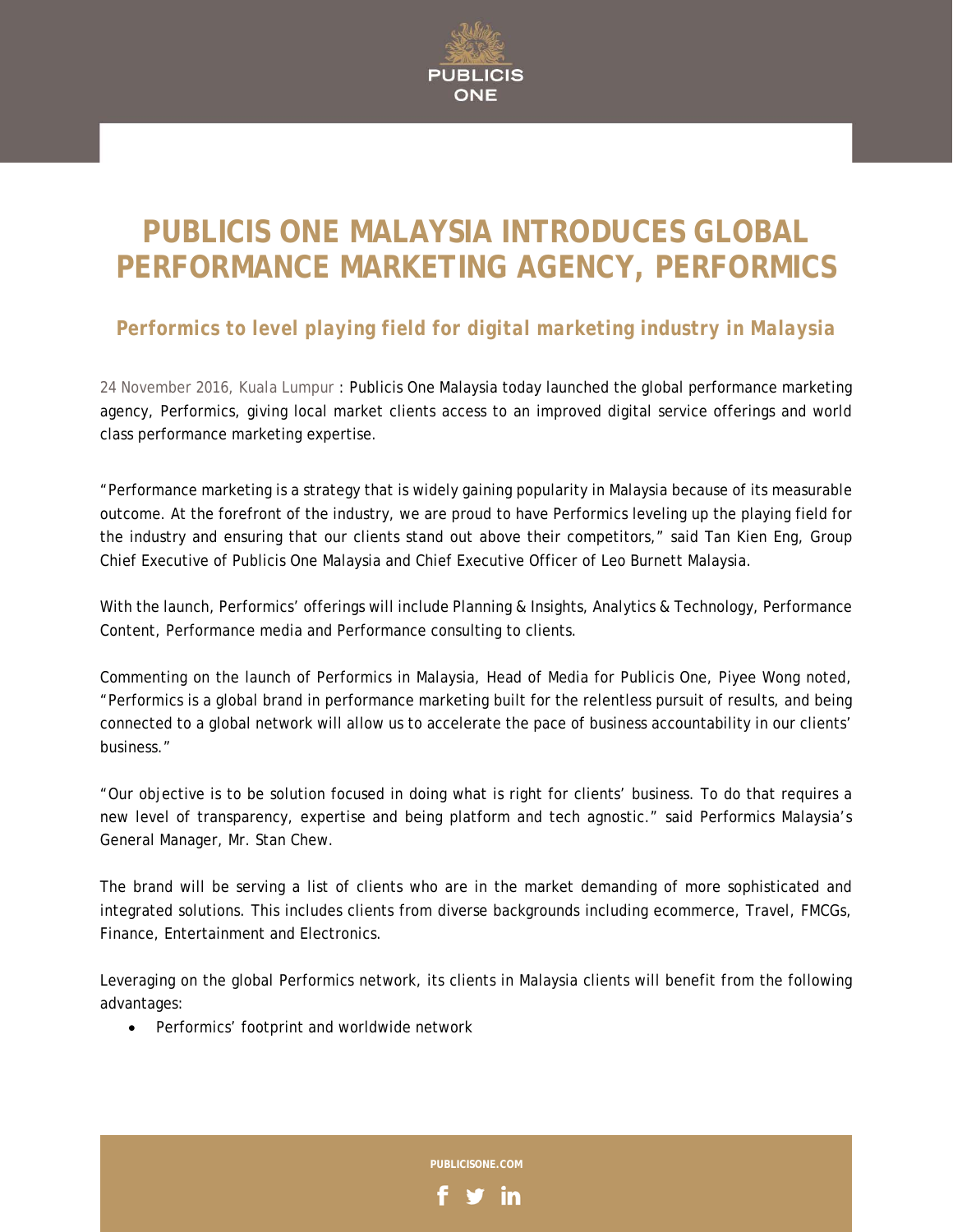# PUBLICIS ONE MALAYSIA INTRODUCES GLOBAL PERFORMANCE MARKETING AGENCY, PERFORMICS

## Performics to level playing field for digital marketing industry in Malaysia

24 November 2016, Kuala Lumpur : Publicis One Malaysia today launched the global performance marketing agency, Performics, giving local market clients access to an improved digital service offerings and world class performance marketing expertise.

"Performance marketing is a strategy that is widely gaining popularity in Malaysia because of its measurable outcome. At the forefront of the industry, we are proud to have Performics leveling up the playing field for the industry and ensuring that our clients stand out above their competitors," said Tan Kien Eng, Group Chief Executive of Publicis One Malaysia and Chief Executive Officer of Leo Burnett Malaysia.

With the launch, Performics' offerings will include Planning & Insights, Analytics & Technology, Performance Content, Performance media and Performance consulting to clients.

Commenting on the launch of Performics in Malaysia, Head of Media for Publicis One, Piyee Wong noted, "Performics is a global brand in performance marketing built for the relentless pursuit of results, and being connected to a global network will allow us to accelerate the pace of business accountability in our clients' business."

"Our objective is to be solution focused in doing what is right for clients' business. To do that requires a new level of transparency, expertise and being platform and tech agnostic." said Performics Malaysia's General Manager, Mr. Stan Chew.

The brand will be serving a list of clients who are in the market demanding of more sophisticated and integrated solutions. This includes clients from diverse backgrounds including ecommerce, Travel, FMCGs, Finance, Entertainment and Electronics.

Leveraging on the global Performics network, its clients in Malaysia clients will benefit from the following advantages:

- Performics' footprint and worldwide network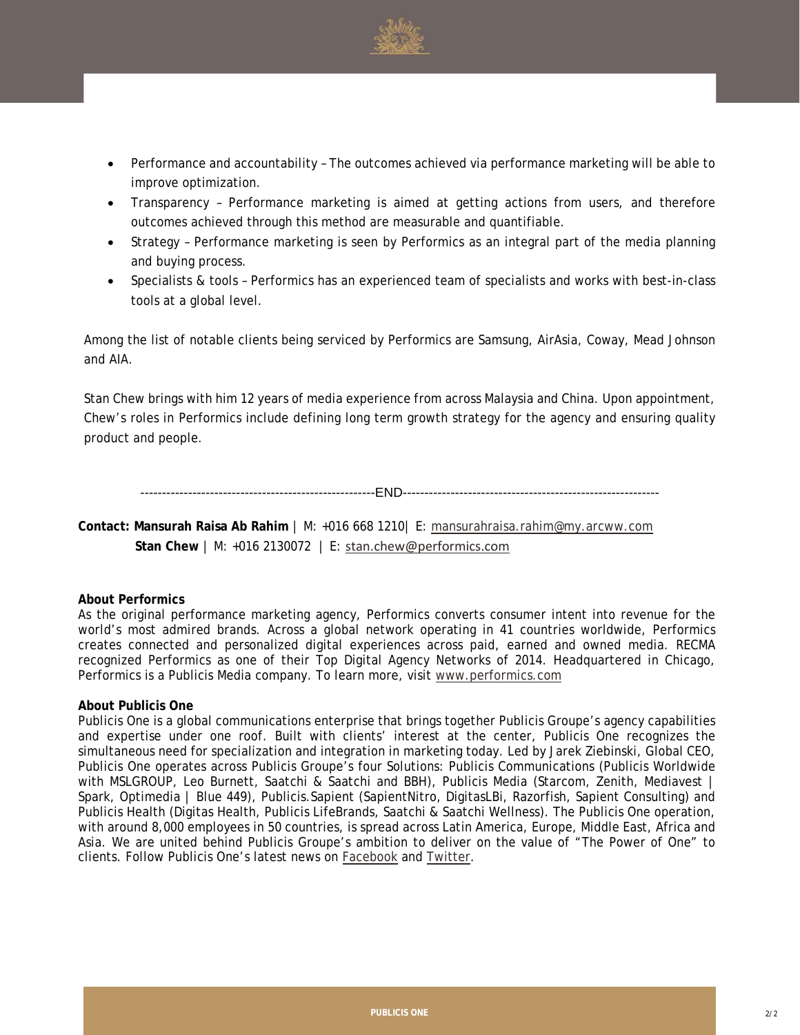- Performance and accountability – The outcomes achieved via performance marketing will be able to improve optimization.
- Transparency – Performance marketing is aimed at getting actions from users, and therefore outcomes achieved through this method are measurable and quantifiable.
- Strategy – Performance marketing is seen by Performics as an integral part of the media planning and buying process.
- Specialists & tools – Performics has an experienced team of specialists and works with best-in-class tools at a global level.

Among the list of notable clients being serviced by Performics are Samsung, AirAsia, Coway, Mead Johnson and AIA.

Stan Chew brings with him 12 years of media experience from across Malaysia and China. Upon appointment, Chew's roles in Performics include defining long term growth strategy for the agency and ensuring quality product and people.

-------------------------------------------------------END-----------------------------------------------------------

**Contact: Mansurah Raisa Ab Rahim** | M: +016 668 1210| E: mansurahraisa.rahim@my.arcww.com
**Stan Chew** | M: +016 2130072 | E: stan.chew@performics.com

**About Performics**
As the original performance marketing agency, Performics converts consumer intent into revenue for the world's most admired brands. Across a global network operating in 41 countries worldwide, Performics creates connected and personalized digital experiences across paid, earned and owned media. RECMA recognized Performics as one of their Top Digital Agency Networks of 2014. Headquartered in Chicago, Performics is a Publicis Media company. To learn more, visit www.performics.com

**About Publicis One**
Publicis One is a global communications enterprise that brings together Publicis Groupe's agency capabilities and expertise under one roof. Built with clients' interest at the center, Publicis One recognizes the simultaneous need for specialization and integration in marketing today. Led by Jarek Ziebinski, Global CEO, Publicis One operates across Publicis Groupe's four Solutions: Publicis Communications (Publicis Worldwide with MSLGROUP, Leo Burnett, Saatchi & Saatchi and BBH), Publicis Media (Starcom, Zenith, Mediavest | Spark, Optimedia | Blue 449), Publicis.Sapient (SapientNitro, DigitasLBi, Razorfish, Sapient Consulting) and Publicis Health (Digitas Health, Publicis LifeBrands, Saatchi & Saatchi Wellness). The Publicis One operation, with around 8,000 employees in 50 countries, is spread across Latin America, Europe, Middle East, Africa and Asia. We are united behind Publicis Groupe's ambition to deliver on the value of "The Power of One" to clients. Follow Publicis One's latest news on Facebook and Twitter.